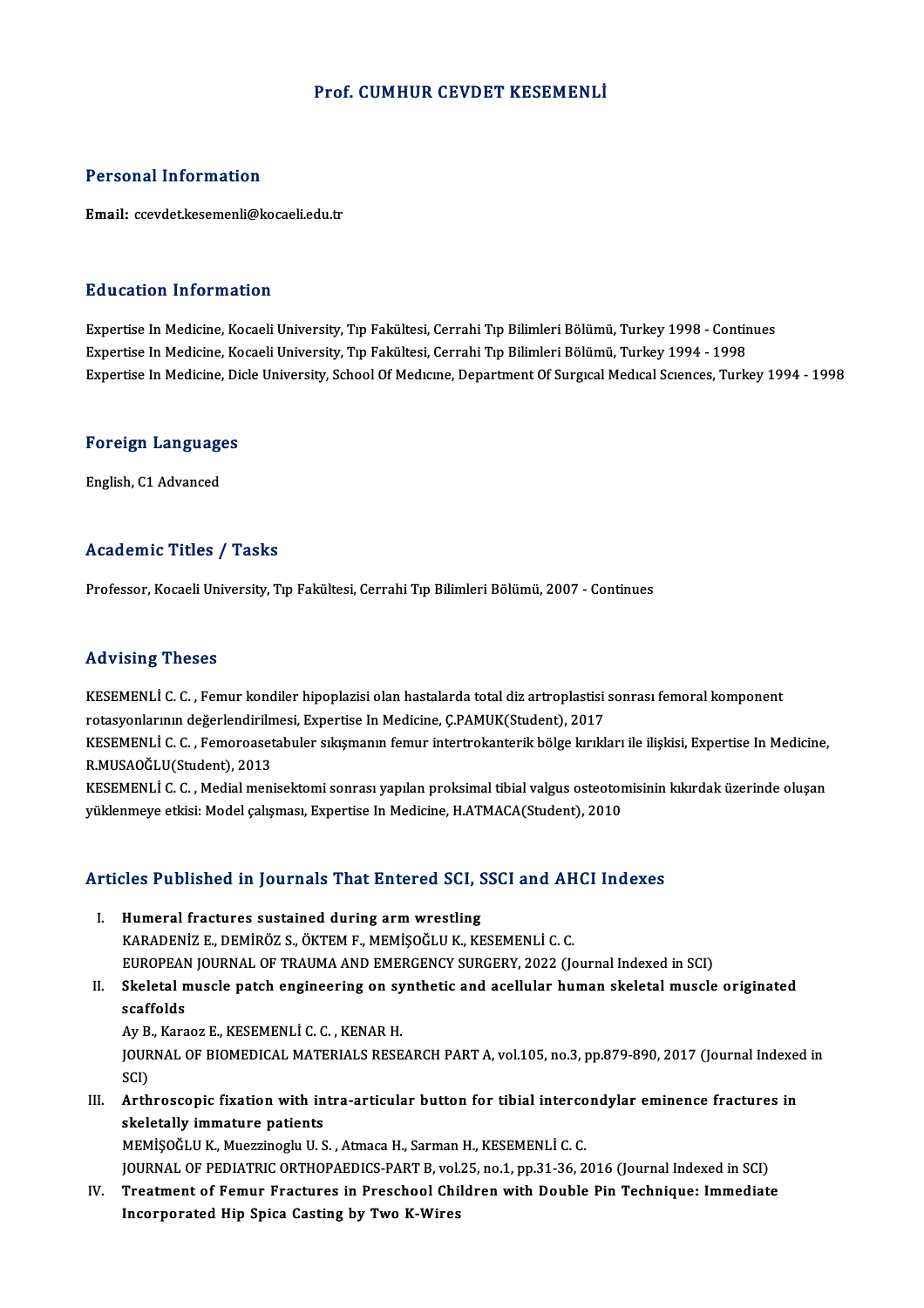# Prof. CUMHUR CEVDET KESEMENLİ

## Personal Information

**Email:** ccevdet.kesemenli@kocaeli.edu.tr

## Education Information

Expertise In Medicine, Kocaeli University, Tıp Fakültesi, Cerrahi Tıp Bilimleri Bölümü, Turkey 1998 - Continues
Expertise In Medicine, Kocaeli University, Tıp Fakültesi, Cerrahi Tıp Bilimleri Bölümü, Turkey 1994 - 1998
Expertise In Medicine, Dicle University, School Of Medıcıne, Department Of Surgıcal Medıcal Scıences, Turkey 1994 - 1998

## Foreign Languages

English, C1 Advanced

## Academic Titles / Tasks

Professor, Kocaeli University, Tıp Fakültesi, Cerrahi Tıp Bilimleri Bölümü, 2007 - Continues

## Advising Theses

KESEMENLİ C. C. , Femur kondiler hipoplazisi olan hastalarda total diz artroplastisi sonrası femoral komponent rotasyonlarının değerlendirilmesi, Expertise In Medicine, Ç.PAMUK(Student), 2017
KESEMENLİ C. C. , Femoroasetabuler sıkışmanın femur intertrokanterik bölge kırıkları ile ilişkisi, Expertise In Medicine, R.MUSAOĞLU(Student), 2013
KESEMENLİ C. C. , Medial menisektomi sonrası yapılan proksimal tibial valgus osteotomisinin kıkırdak üzerinde oluşan yüklenmeye etkisi: Model çalışması, Expertise In Medicine, H.ATMACA(Student), 2010

## Articles Published in Journals That Entered SCI, SSCI and AHCI Indexes

I. **Humeral fractures sustained during arm wrestling**
KARADENİZ E., DEMİRÖZ S., ÖKTEM F., MEMİŞOĞLU K., KESEMENLİ C. C.
EUROPEAN JOURNAL OF TRAUMA AND EMERGENCY SURGERY, 2022 (Journal Indexed in SCI)

II. **Skeletal muscle patch engineering on synthetic and acellular human skeletal muscle originated scaffolds**
Ay B., Karaoz E., KESEMENLİ C. C. , KENAR H.
JOURNAL OF BIOMEDICAL MATERIALS RESEARCH PART A, vol.105, no.3, pp.879-890, 2017 (Journal Indexed in SCI)

III. **Arthroscopic fixation with intra-articular button for tibial intercondylar eminence fractures in skeletally immature patients**
MEMİŞOĞLU K., Muezzinoglu U. S. , Atmaca H., Sarman H., KESEMENLİ C. C.
JOURNAL OF PEDIATRIC ORTHOPAEDICS-PART B, vol.25, no.1, pp.31-36, 2016 (Journal Indexed in SCI)

IV. **Treatment of Femur Fractures in Preschool Children with Double Pin Technique: Immediate Incorporated Hip Spica Casting by Two K-Wires**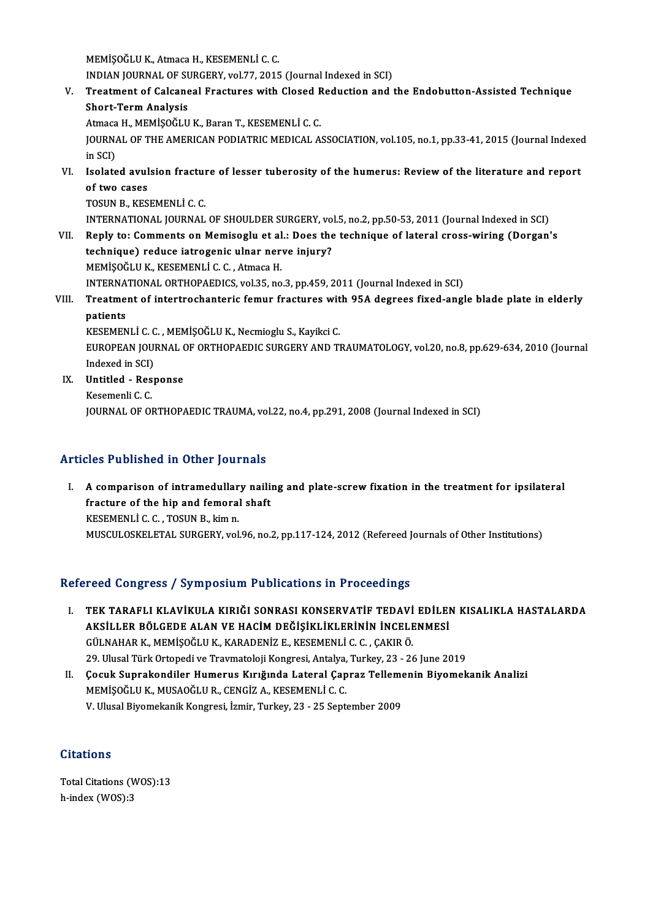MEMİŞOĞLU K., Atmaca H., KESEMENLİ C. C.
INDIAN JOURNAL OF SURGERY, vol.77, 2015 (Journal Indexed in SCI)

V. **Treatment of Calcaneal Fractures with Closed Reduction and the Endobutton-Assisted Technique Short-Term Analysis**
Atmaca H., MEMİŞOĞLU K., Baran T., KESEMENLİ C. C.
JOURNAL OF THE AMERICAN PODIATRIC MEDICAL ASSOCIATION, vol.105, no.1, pp.33-41, 2015 (Journal Indexed in SCI)

VI. **Isolated avulsion fracture of lesser tuberosity of the humerus: Review of the literature and report of two cases**
TOSUN B., KESEMENLİ C. C.
INTERNATIONAL JOURNAL OF SHOULDER SURGERY, vol.5, no.2, pp.50-53, 2011 (Journal Indexed in SCI)

VII. **Reply to: Comments on Memisoglu et al.: Does the technique of lateral cross-wiring (Dorgan's technique) reduce iatrogenic ulnar nerve injury?**
MEMİŞOĞLU K., KESEMENLİ C. C. , Atmaca H.
INTERNATIONAL ORTHOPAEDICS, vol.35, no.3, pp.459, 2011 (Journal Indexed in SCI)

VIII. **Treatment of intertrochanteric femur fractures with 95A degrees fixed-angle blade plate in elderly patients**
KESEMENLİ C. C. , MEMİŞOĞLU K., Necmioglu S., Kayikci C.
EUROPEAN JOURNAL OF ORTHOPAEDIC SURGERY AND TRAUMATOLOGY, vol.20, no.8, pp.629-634, 2010 (Journal Indexed in SCI)

IX. **Untitled - Response**
Kesemenli C. C.
JOURNAL OF ORTHOPAEDIC TRAUMA, vol.22, no.4, pp.291, 2008 (Journal Indexed in SCI)

## Articles Published in Other Journals

I. **A comparison of intramedullary nailing and plate-screw fixation in the treatment for ipsilateral fracture of the hip and femoral shaft**
KESEMENLİ C. C. , TOSUN B., kim n.
MUSCULOSKELETAL SURGERY, vol.96, no.2, pp.117-124, 2012 (Refereed Journals of Other Institutions)

## Refereed Congress / Symposium Publications in Proceedings

I. **TEK TARAFLI KLAVİKULA KIRIĞI SONRASI KONSERVATİF TEDAVİ EDİLEN KISALIKLA HASTALARDA AKSİLLER BÖLGEDE ALAN VE HACİM DEĞİŞİKLİKLERİNİN İNCELENMESİ**
GÜLNAHAR K., MEMİŞOĞLU K., KARADENİZ E., KESEMENLİ C. C. , ÇAKIR Ö.
29. Ulusal Türk Ortopedi ve Travmatoloji Kongresi, Antalya, Turkey, 23 - 26 June 2019

II. **Çocuk Suprakondiler Humerus Kırığında Lateral Çapraz Tellemenin Biyomekanik Analizi**
MEMİŞOĞLU K., MUSAOĞLU R., CENGİZ A., KESEMENLİ C. C.
V. Ulusal Biyomekanik Kongresi, İzmir, Turkey, 23 - 25 September 2009

## Citations

Total Citations (WOS):13
h-index (WOS):3